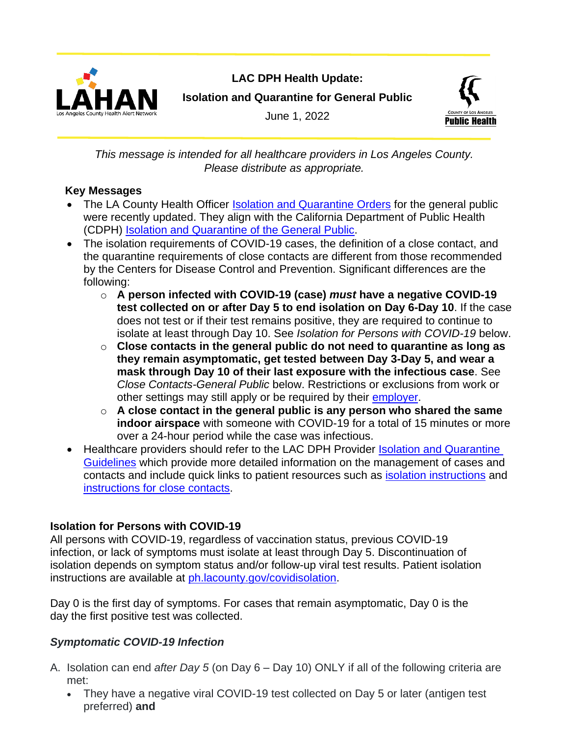LAHAN
Los Angeles County Health Alert Network

**LAC DPH Health Update:**

**Isolation and Quarantine for General Public**

June 1, 2022

County of Los Angeles **Public Health**

*This message is intended for all healthcare providers in Los Angeles County. Please distribute as appropriate.*

**Key Messages**

- The LA County Health Officer Isolation and Quarantine Orders for the general public were recently updated. They align with the California Department of Public Health (CDPH) Isolation and Quarantine of the General Public.
- The isolation requirements of COVID-19 cases, the definition of a close contact, and the quarantine requirements of close contacts are different from those recommended by the Centers for Disease Control and Prevention. Significant differences are the following:
  - **A person infected with COVID-19 (case)** ***must*** **have a negative COVID-19 test collected on or after Day 5 to end isolation on Day 6-Day 10**. If the case does not test or if their test remains positive, they are required to continue to isolate at least through Day 10. See *Isolation for Persons with COVID-19* below.
  - **Close contacts in the general public do not need to quarantine as long as they remain asymptomatic, get tested between Day 3-Day 5, and wear a mask through Day 10 of their last exposure with the infectious case**. See *Close Contacts-General Public* below. Restrictions or exclusions from work or other settings may still apply or be required by their employer.
  - **A close contact in the general public is any person who shared the same indoor airspace** with someone with COVID-19 for a total of 15 minutes or more over a 24-hour period while the case was infectious.
- Healthcare providers should refer to the LAC DPH Provider Isolation and Quarantine Guidelines which provide more detailed information on the management of cases and contacts and include quick links to patient resources such as isolation instructions and instructions for close contacts.

**Isolation for Persons with COVID-19**

All persons with COVID-19, regardless of vaccination status, previous COVID-19 infection, or lack of symptoms must isolate at least through Day 5. Discontinuation of isolation depends on symptom status and/or follow-up viral test results. Patient isolation instructions are available at ph.lacounty.gov/covidisolation.

Day 0 is the first day of symptoms. For cases that remain asymptomatic, Day 0 is the day the first positive test was collected.

***Symptomatic COVID-19 Infection***

A. Isolation can end *after Day 5* (on Day 6 – Day 10) ONLY if all of the following criteria are met:
   - They have a negative viral COVID-19 test collected on Day 5 or later (antigen test preferred) **and**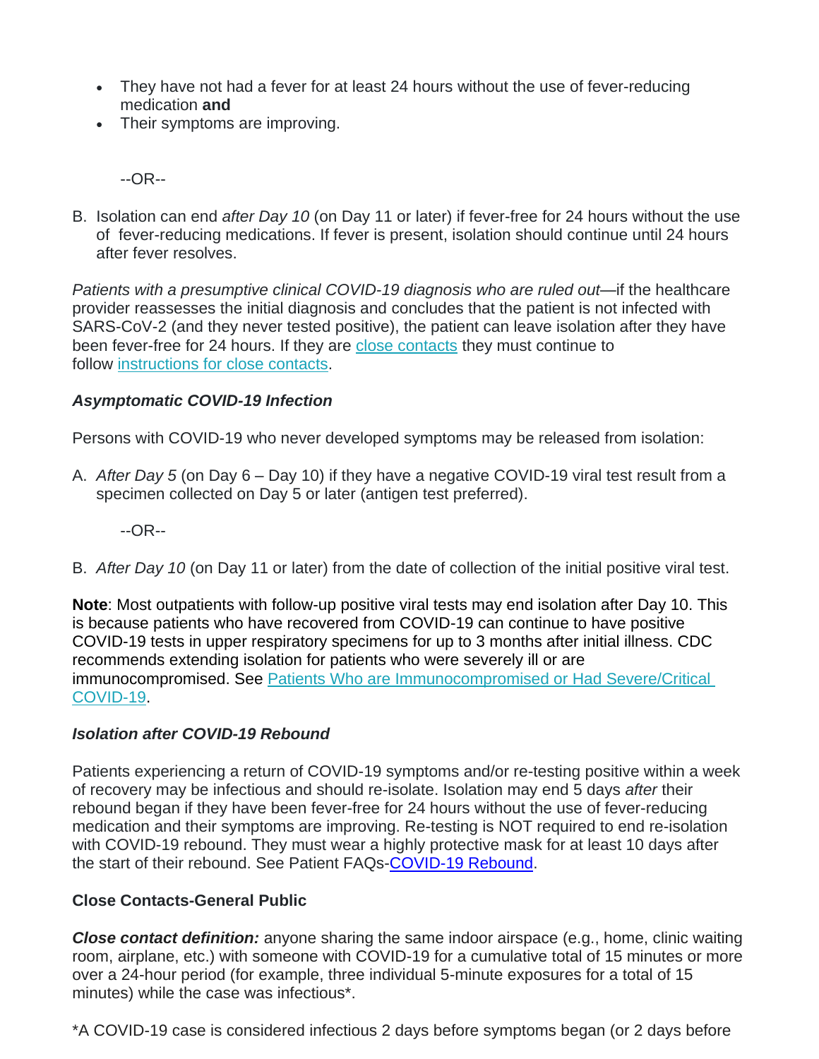- They have not had a fever for at least 24 hours without the use of fever-reducing medication **and**
- Their symptoms are improving.

--OR--

B. Isolation can end *after Day 10* (on Day 11 or later) if fever-free for 24 hours without the use of fever-reducing medications. If fever is present, isolation should continue until 24 hours after fever resolves.

*Patients with a presumptive clinical COVID-19 diagnosis who are ruled out*—if the healthcare provider reassesses the initial diagnosis and concludes that the patient is not infected with SARS-CoV-2 (and they never tested positive), the patient can leave isolation after they have been fever-free for 24 hours. If they are [close contacts] they must continue to follow [instructions for close contacts].

### *Asymptomatic COVID-19 Infection*

Persons with COVID-19 who never developed symptoms may be released from isolation:

A. *After Day 5* (on Day 6 – Day 10) if they have a negative COVID-19 viral test result from a specimen collected on Day 5 or later (antigen test preferred).

--OR--

B. *After Day 10* (on Day 11 or later) from the date of collection of the initial positive viral test.

**Note**: Most outpatients with follow-up positive viral tests may end isolation after Day 10. This is because patients who have recovered from COVID-19 can continue to have positive COVID-19 tests in upper respiratory specimens for up to 3 months after initial illness. CDC recommends extending isolation for patients who were severely ill or are immunocompromised. See [Patients Who are Immunocompromised or Had Severe/Critical COVID-19].

### *Isolation after COVID-19 Rebound*

Patients experiencing a return of COVID-19 symptoms and/or re-testing positive within a week of recovery may be infectious and should re-isolate. Isolation may end 5 days *after* their rebound began if they have been fever-free for 24 hours without the use of fever-reducing medication and their symptoms are improving. Re-testing is NOT required to end re-isolation with COVID-19 rebound. They must wear a highly protective mask for at least 10 days after the start of their rebound. See Patient FAQs-[COVID-19 Rebound].

### Close Contacts-General Public

***Close contact definition:*** anyone sharing the same indoor airspace (e.g., home, clinic waiting room, airplane, etc.) with someone with COVID-19 for a cumulative total of 15 minutes or more over a 24-hour period (for example, three individual 5-minute exposures for a total of 15 minutes) while the case was infectious*.

*A COVID-19 case is considered infectious 2 days before symptoms began (or 2 days before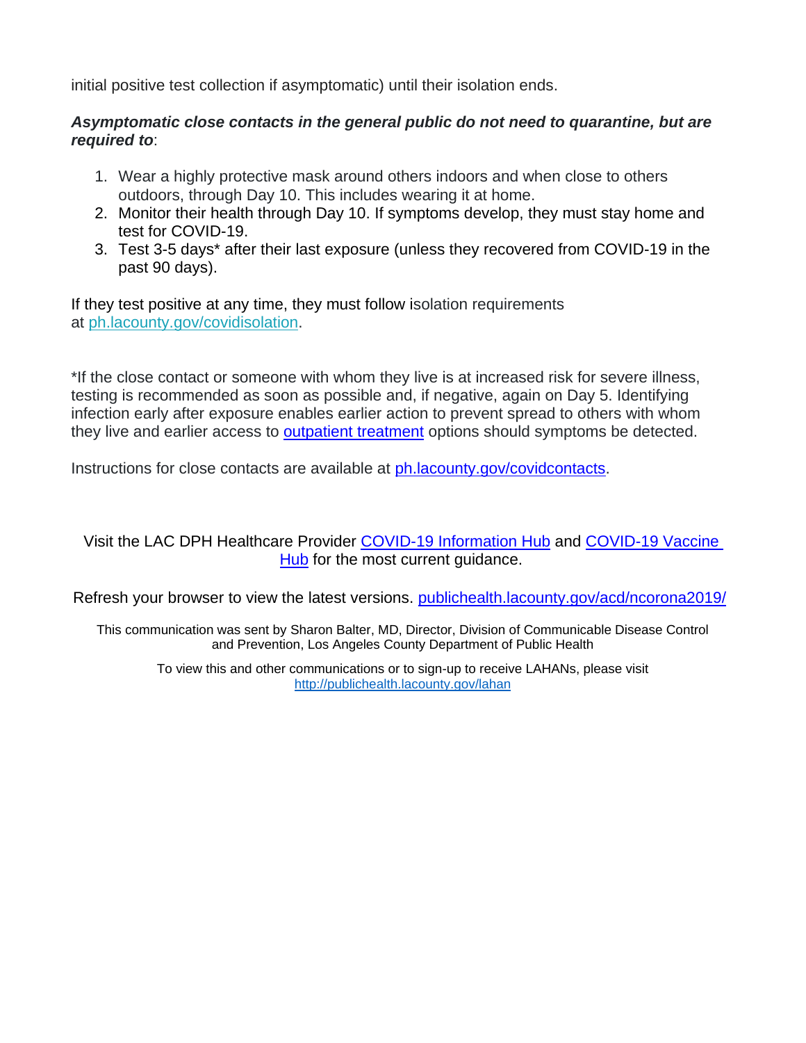initial positive test collection if asymptomatic) until their isolation ends.

***Asymptomatic close contacts in the general public do not need to quarantine, but are required to***:

1. Wear a highly protective mask around others indoors and when close to others outdoors, through Day 10. This includes wearing it at home.
2. Monitor their health through Day 10. If symptoms develop, they must stay home and test for COVID-19.
3. Test 3-5 days* after their last exposure (unless they recovered from COVID-19 in the past 90 days).

If they test positive at any time, they must follow isolation requirements at [ph.lacounty.gov/covidisolation](ph.lacounty.gov/covidisolation).

*If the close contact or someone with whom they live is at increased risk for severe illness, testing is recommended as soon as possible and, if negative, again on Day 5. Identifying infection early after exposure enables earlier action to prevent spread to others with whom they live and earlier access to outpatient treatment options should symptoms be detected.

Instructions for close contacts are available at [ph.lacounty.gov/covidcontacts](ph.lacounty.gov/covidcontacts).

Visit the LAC DPH Healthcare Provider COVID-19 Information Hub and COVID-19 Vaccine Hub for the most current guidance.

Refresh your browser to view the latest versions. [publichealth.lacounty.gov/acd/ncorona2019/](publichealth.lacounty.gov/acd/ncorona2019/)

This communication was sent by Sharon Balter, MD, Director, Division of Communicable Disease Control and Prevention, Los Angeles County Department of Public Health

To view this and other communications or to sign-up to receive LAHANs, please visit [http://publichealth.lacounty.gov/lahan](http://publichealth.lacounty.gov/lahan)